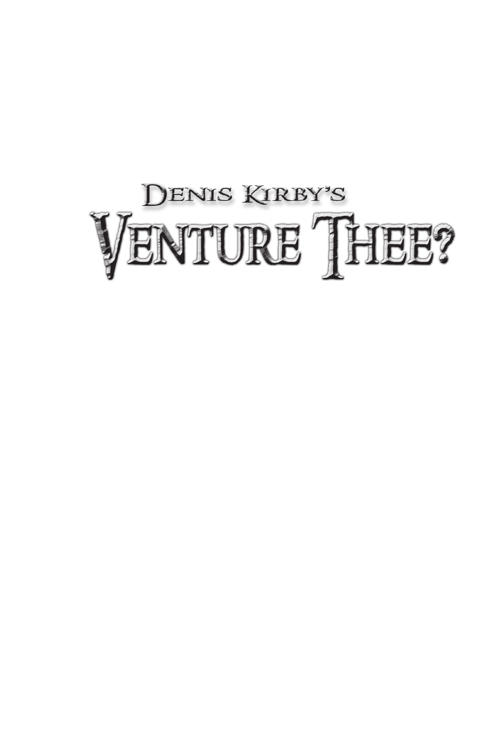Denis Kirby's

# Venture Thee?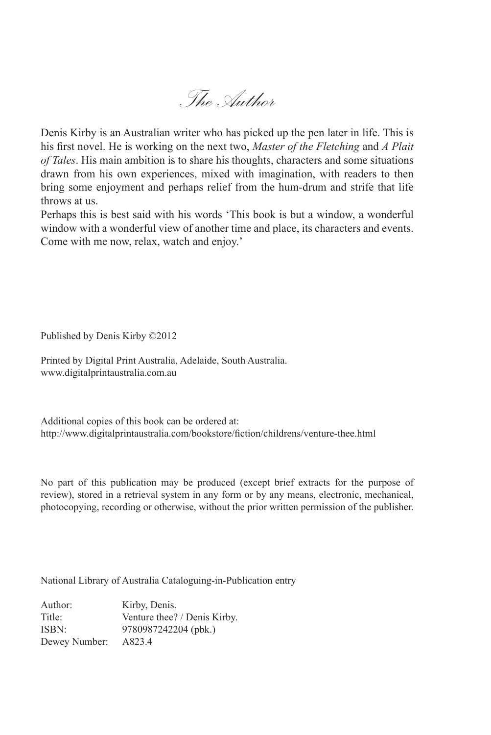# The Author

Denis Kirby is an Australian writer who has picked up the pen later in life. This is his first novel. He is working on the next two, *Master of the Fletching* and *A Plait of Tales*. His main ambition is to share his thoughts, characters and some situations drawn from his own experiences, mixed with imagination, with readers to then bring some enjoyment and perhaps relief from the hum-drum and strife that life throws at us.

Perhaps this is best said with his words 'This book is but a window, a wonderful window with a wonderful view of another time and place, its characters and events. Come with me now, relax, watch and enjoy.'

Published by Denis Kirby ©2012

Printed by Digital Print Australia, Adelaide, South Australia.
www.digitalprintaustralia.com.au

Additional copies of this book can be ordered at:
http://www.digitalprintaustralia.com/bookstore/fiction/childrens/venture-thee.html

No part of this publication may be produced (except brief extracts for the purpose of review), stored in a retrieval system in any form or by any means, electronic, mechanical, photocopying, recording or otherwise, without the prior written permission of the publisher.

National Library of Australia Cataloguing-in-Publication entry

| | |
|---|---|
| Author: | Kirby, Denis. |
| Title: | Venture thee? / Denis Kirby. |
| ISBN: | 9780987242204 (pbk.) |
| Dewey Number: | A823.4 |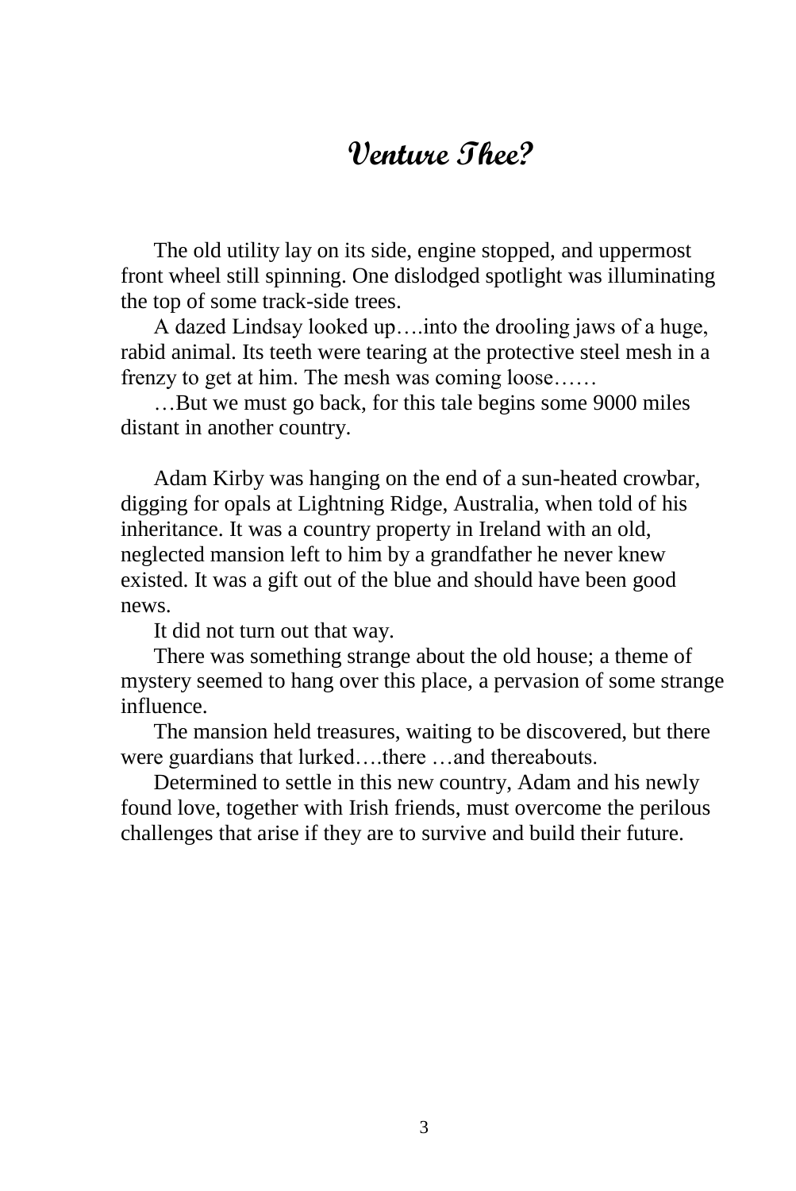# Venture Thee?

The old utility lay on its side, engine stopped, and uppermost front wheel still spinning. One dislodged spotlight was illuminating the top of some track-side trees.

A dazed Lindsay looked up….into the drooling jaws of a huge, rabid animal. Its teeth were tearing at the protective steel mesh in a frenzy to get at him. The mesh was coming loose……

…But we must go back, for this tale begins some 9000 miles distant in another country.

Adam Kirby was hanging on the end of a sun-heated crowbar, digging for opals at Lightning Ridge, Australia, when told of his inheritance. It was a country property in Ireland with an old, neglected mansion left to him by a grandfather he never knew existed. It was a gift out of the blue and should have been good news.

It did not turn out that way.

There was something strange about the old house; a theme of mystery seemed to hang over this place, a pervasion of some strange influence.

The mansion held treasures, waiting to be discovered, but there were guardians that lurked….there …and thereabouts.

Determined to settle in this new country, Adam and his newly found love, together with Irish friends, must overcome the perilous challenges that arise if they are to survive and build their future.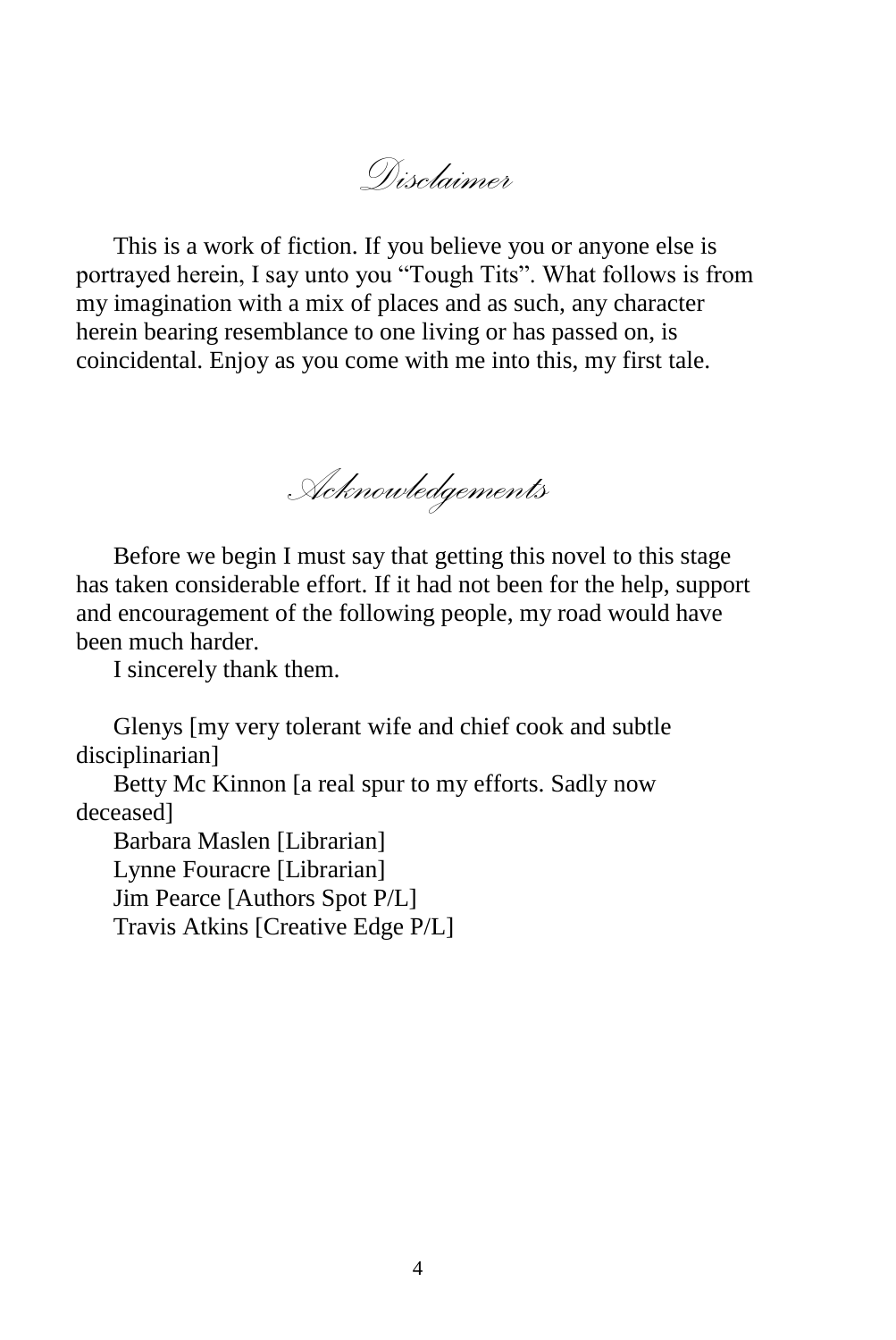# Disclaimer

This is a work of fiction. If you believe you or anyone else is portrayed herein, I say unto you “Tough Tits”. What follows is from my imagination with a mix of places and as such, any character herein bearing resemblance to one living or has passed on, is coincidental. Enjoy as you come with me into this, my first tale.

# Acknowledgements

Before we begin I must say that getting this novel to this stage has taken considerable effort. If it had not been for the help, support and encouragement of the following people, my road would have been much harder.

I sincerely thank them.

Glenys [my very tolerant wife and chief cook and subtle disciplinarian]

Betty Mc Kinnon [a real spur to my efforts. Sadly now deceased]

Barbara Maslen [Librarian]

Lynne Fouracre [Librarian]

Jim Pearce [Authors Spot P/L]

Travis Atkins [Creative Edge P/L]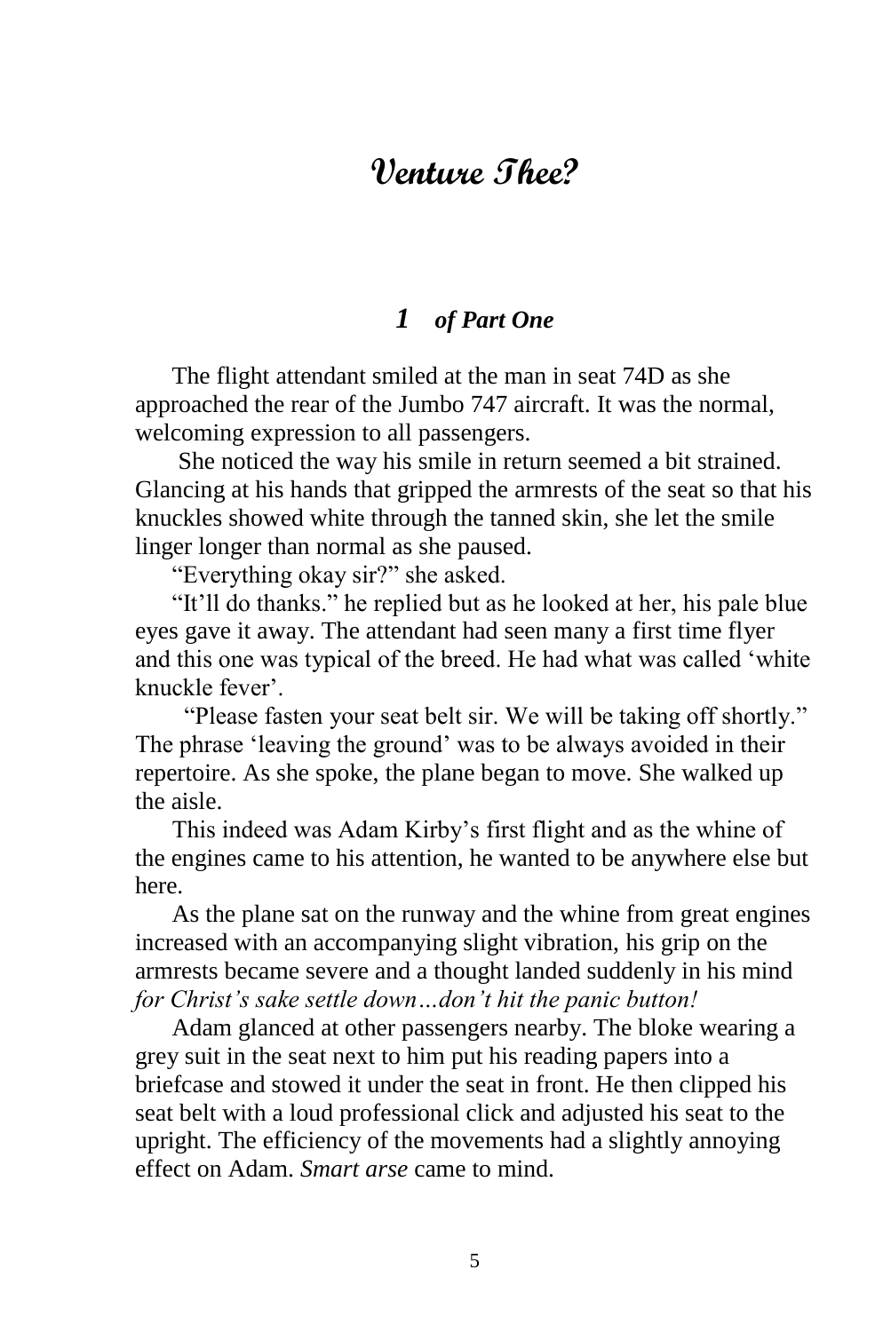# Venture Thee?

## *1 of Part One*

The flight attendant smiled at the man in seat 74D as she approached the rear of the Jumbo 747 aircraft. It was the normal, welcoming expression to all passengers.

She noticed the way his smile in return seemed a bit strained. Glancing at his hands that gripped the armrests of the seat so that his knuckles showed white through the tanned skin, she let the smile linger longer than normal as she paused.

"Everything okay sir?" she asked.

"It'll do thanks." he replied but as he looked at her, his pale blue eyes gave it away. The attendant had seen many a first time flyer and this one was typical of the breed. He had what was called 'white knuckle fever'.

"Please fasten your seat belt sir. We will be taking off shortly." The phrase 'leaving the ground' was to be always avoided in their repertoire. As she spoke, the plane began to move. She walked up the aisle.

This indeed was Adam Kirby's first flight and as the whine of the engines came to his attention, he wanted to be anywhere else but here.

As the plane sat on the runway and the whine from great engines increased with an accompanying slight vibration, his grip on the armrests became severe and a thought landed suddenly in his mind *for Christ's sake settle down…don't hit the panic button!*

Adam glanced at other passengers nearby. The bloke wearing a grey suit in the seat next to him put his reading papers into a briefcase and stowed it under the seat in front. He then clipped his seat belt with a loud professional click and adjusted his seat to the upright. The efficiency of the movements had a slightly annoying effect on Adam. *Smart arse* came to mind.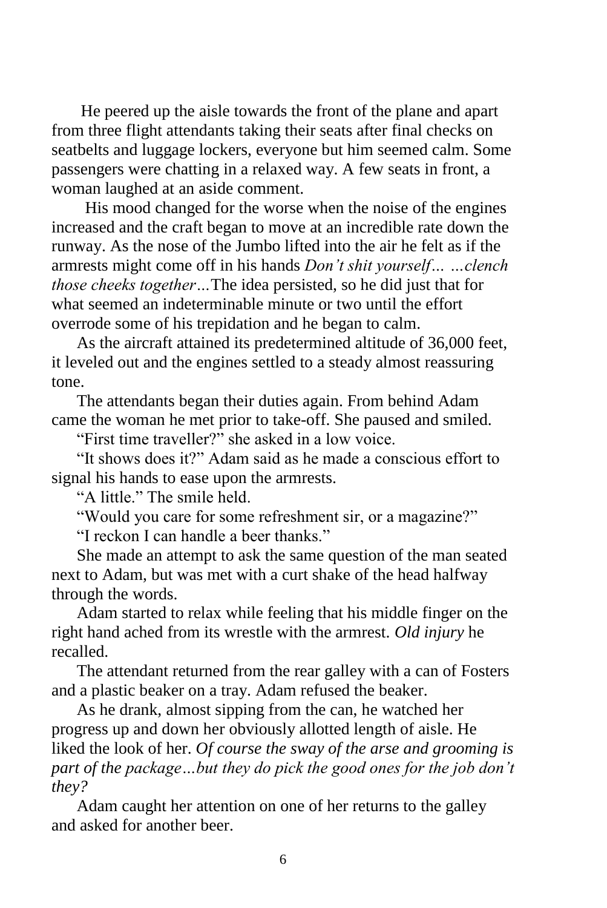He peered up the aisle towards the front of the plane and apart from three flight attendants taking their seats after final checks on seatbelts and luggage lockers, everyone but him seemed calm. Some passengers were chatting in a relaxed way. A few seats in front, a woman laughed at an aside comment.

His mood changed for the worse when the noise of the engines increased and the craft began to move at an incredible rate down the runway. As the nose of the Jumbo lifted into the air he felt as if the armrests might come off in his hands *Don't shit yourself… …clench those cheeks together…* The idea persisted, so he did just that for what seemed an indeterminable minute or two until the effort overrode some of his trepidation and he began to calm.

As the aircraft attained its predetermined altitude of 36,000 feet, it leveled out and the engines settled to a steady almost reassuring tone.

The attendants began their duties again. From behind Adam came the woman he met prior to take-off. She paused and smiled.

"First time traveller?" she asked in a low voice.

"It shows does it?" Adam said as he made a conscious effort to signal his hands to ease upon the armrests.

"A little." The smile held.

"Would you care for some refreshment sir, or a magazine?"

"I reckon I can handle a beer thanks."

She made an attempt to ask the same question of the man seated next to Adam, but was met with a curt shake of the head halfway through the words.

Adam started to relax while feeling that his middle finger on the right hand ached from its wrestle with the armrest. *Old injury* he recalled.

The attendant returned from the rear galley with a can of Fosters and a plastic beaker on a tray. Adam refused the beaker.

As he drank, almost sipping from the can, he watched her progress up and down her obviously allotted length of aisle. He liked the look of her. *Of course the sway of the arse and grooming is part of the package…but they do pick the good ones for the job don't they?*

Adam caught her attention on one of her returns to the galley and asked for another beer.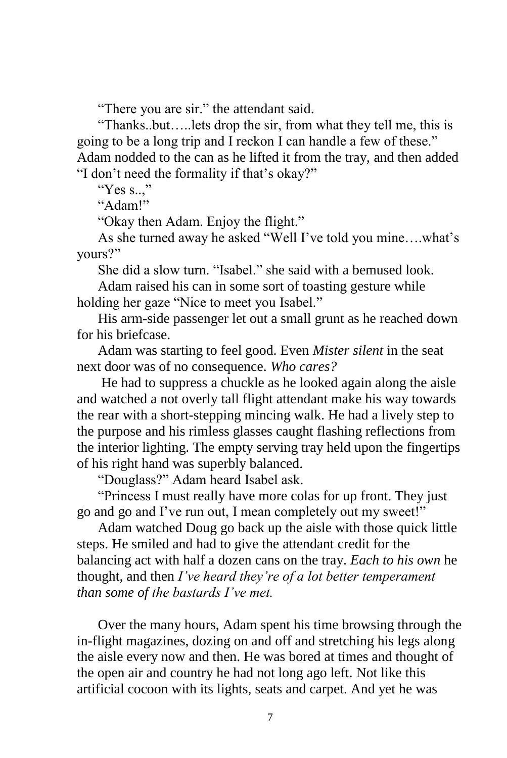"There you are sir." the attendant said.

"Thanks..but…..lets drop the sir, from what they tell me, this is going to be a long trip and I reckon I can handle a few of these." Adam nodded to the can as he lifted it from the tray, and then added "I don't need the formality if that's okay?"

"Yes s..,"

"Adam!"

"Okay then Adam. Enjoy the flight."

As she turned away he asked "Well I've told you mine….what's yours?"

She did a slow turn. "Isabel." she said with a bemused look.

Adam raised his can in some sort of toasting gesture while holding her gaze "Nice to meet you Isabel."

His arm-side passenger let out a small grunt as he reached down for his briefcase.

Adam was starting to feel good. Even *Mister silent* in the seat next door was of no consequence. *Who cares?*

He had to suppress a chuckle as he looked again along the aisle and watched a not overly tall flight attendant make his way towards the rear with a short-stepping mincing walk. He had a lively step to the purpose and his rimless glasses caught flashing reflections from the interior lighting. The empty serving tray held upon the fingertips of his right hand was superbly balanced.

"Douglass?" Adam heard Isabel ask.

"Princess I must really have more colas for up front. They just go and go and I've run out, I mean completely out my sweet!"

Adam watched Doug go back up the aisle with those quick little steps. He smiled and had to give the attendant credit for the balancing act with half a dozen cans on the tray. *Each to his own* he thought, and then *I've heard they're of a lot better temperament than some of the bastards I've met.*

Over the many hours, Adam spent his time browsing through the in-flight magazines, dozing on and off and stretching his legs along the aisle every now and then. He was bored at times and thought of the open air and country he had not long ago left. Not like this artificial cocoon with its lights, seats and carpet. And yet he was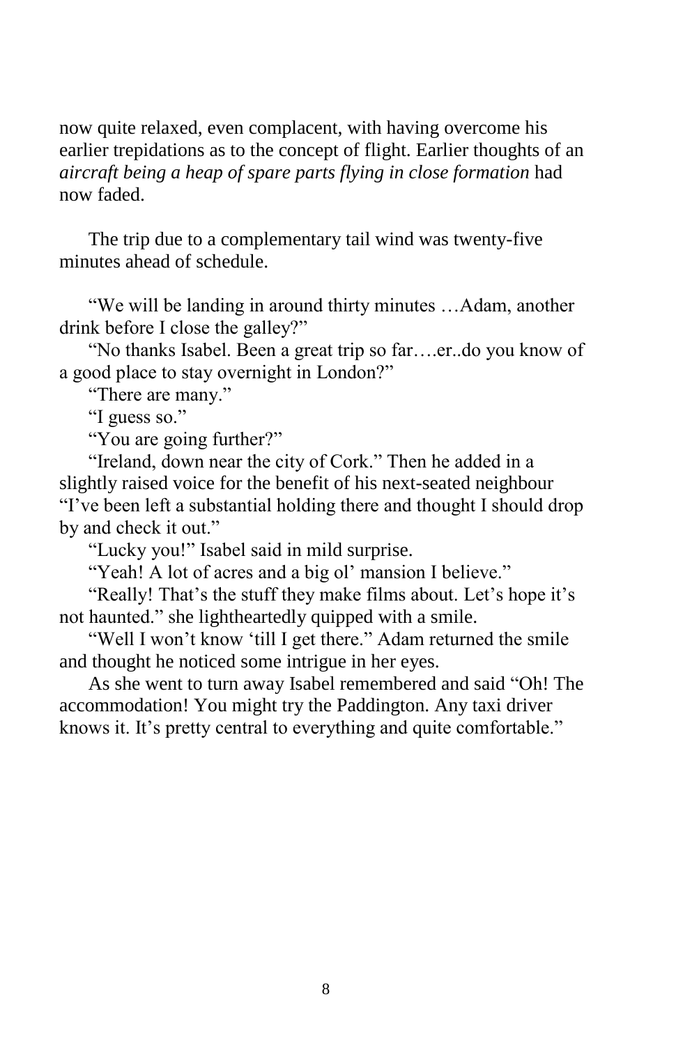now quite relaxed, even complacent, with having overcome his earlier trepidations as to the concept of flight. Earlier thoughts of an *aircraft being a heap of spare parts flying in close formation* had now faded.

The trip due to a complementary tail wind was twenty-five minutes ahead of schedule.

"We will be landing in around thirty minutes …Adam, another drink before I close the galley?"

"No thanks Isabel. Been a great trip so far….er..do you know of a good place to stay overnight in London?"

"There are many."

"I guess so."

"You are going further?"

"Ireland, down near the city of Cork." Then he added in a slightly raised voice for the benefit of his next-seated neighbour "I've been left a substantial holding there and thought I should drop by and check it out."

"Lucky you!" Isabel said in mild surprise.

"Yeah! A lot of acres and a big ol' mansion I believe."

"Really! That's the stuff they make films about. Let's hope it's not haunted." she lightheartedly quipped with a smile.

"Well I won't know 'till I get there." Adam returned the smile and thought he noticed some intrigue in her eyes.

As she went to turn away Isabel remembered and said "Oh! The accommodation! You might try the Paddington. Any taxi driver knows it. It's pretty central to everything and quite comfortable."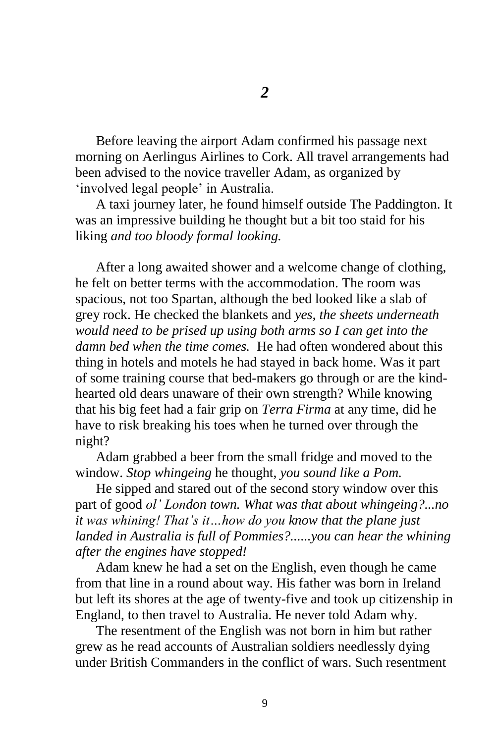## *2*

Before leaving the airport Adam confirmed his passage next morning on Aerlingus Airlines to Cork. All travel arrangements had been advised to the novice traveller Adam, as organized by 'involved legal people' in Australia.

A taxi journey later, he found himself outside The Paddington. It was an impressive building he thought but a bit too staid for his liking *and too bloody formal looking.*

After a long awaited shower and a welcome change of clothing, he felt on better terms with the accommodation. The room was spacious, not too Spartan, although the bed looked like a slab of grey rock. He checked the blankets and *yes, the sheets underneath would need to be prised up using both arms so I can get into the damn bed when the time comes.* He had often wondered about this thing in hotels and motels he had stayed in back home. Was it part of some training course that bed-makers go through or are the kind-hearted old dears unaware of their own strength? While knowing that his big feet had a fair grip on *Terra Firma* at any time, did he have to risk breaking his toes when he turned over through the night?

Adam grabbed a beer from the small fridge and moved to the window. *Stop whingeing* he thought, *you sound like a Pom.*

He sipped and stared out of the second story window over this part of good *ol' London town. What was that about whingeing?...no it was whining! That's it…how do you know that the plane just landed in Australia is full of Pommies?......you can hear the whining after the engines have stopped!*

Adam knew he had a set on the English, even though he came from that line in a round about way. His father was born in Ireland but left its shores at the age of twenty-five and took up citizenship in England, to then travel to Australia. He never told Adam why.

The resentment of the English was not born in him but rather grew as he read accounts of Australian soldiers needlessly dying under British Commanders in the conflict of wars. Such resentment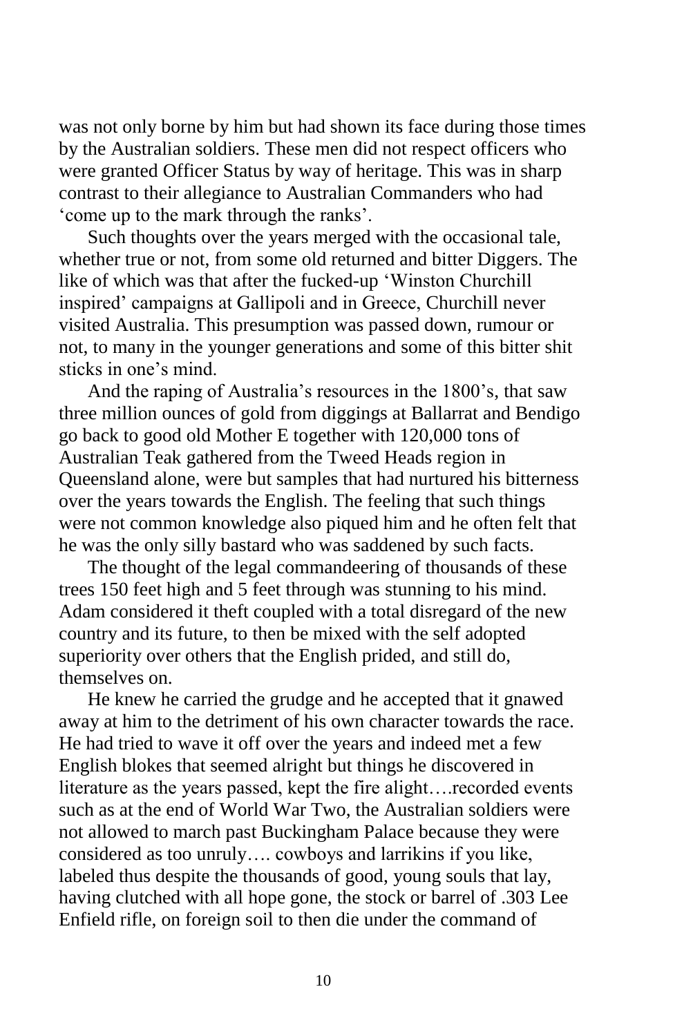was not only borne by him but had shown its face during those times by the Australian soldiers. These men did not respect officers who were granted Officer Status by way of heritage. This was in sharp contrast to their allegiance to Australian Commanders who had 'come up to the mark through the ranks'.

Such thoughts over the years merged with the occasional tale, whether true or not, from some old returned and bitter Diggers. The like of which was that after the fucked-up 'Winston Churchill inspired' campaigns at Gallipoli and in Greece, Churchill never visited Australia. This presumption was passed down, rumour or not, to many in the younger generations and some of this bitter shit sticks in one's mind.

And the raping of Australia's resources in the 1800's, that saw three million ounces of gold from diggings at Ballarrat and Bendigo go back to good old Mother E together with 120,000 tons of Australian Teak gathered from the Tweed Heads region in Queensland alone, were but samples that had nurtured his bitterness over the years towards the English. The feeling that such things were not common knowledge also piqued him and he often felt that he was the only silly bastard who was saddened by such facts.

The thought of the legal commandeering of thousands of these trees 150 feet high and 5 feet through was stunning to his mind. Adam considered it theft coupled with a total disregard of the new country and its future, to then be mixed with the self adopted superiority over others that the English prided, and still do, themselves on.

He knew he carried the grudge and he accepted that it gnawed away at him to the detriment of his own character towards the race. He had tried to wave it off over the years and indeed met a few English blokes that seemed alright but things he discovered in literature as the years passed, kept the fire alight….recorded events such as at the end of World War Two, the Australian soldiers were not allowed to march past Buckingham Palace because they were considered as too unruly…. cowboys and larrikins if you like, labeled thus despite the thousands of good, young souls that lay, having clutched with all hope gone, the stock or barrel of .303 Lee Enfield rifle, on foreign soil to then die under the command of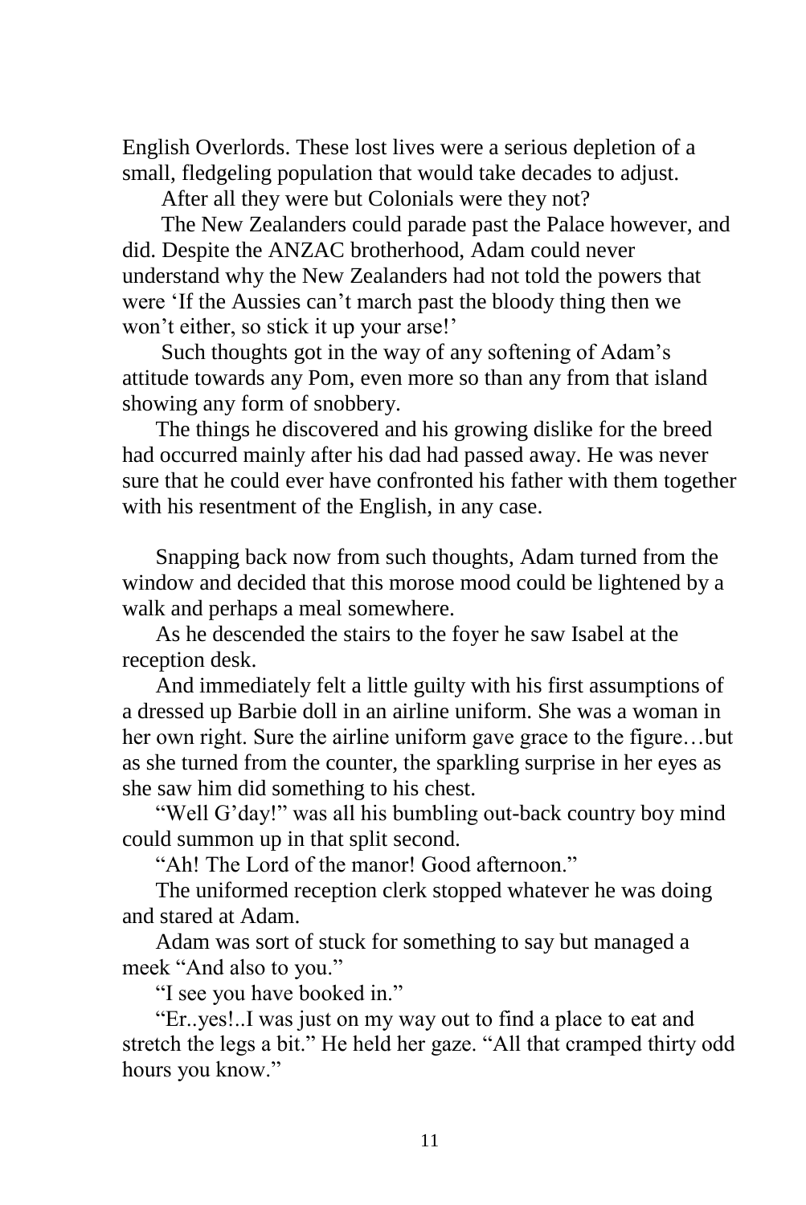English Overlords. These lost lives were a serious depletion of a small, fledgeling population that would take decades to adjust.

After all they were but Colonials were they not?

The New Zealanders could parade past the Palace however, and did. Despite the ANZAC brotherhood, Adam could never understand why the New Zealanders had not told the powers that were 'If the Aussies can't march past the bloody thing then we won't either, so stick it up your arse!'

Such thoughts got in the way of any softening of Adam's attitude towards any Pom, even more so than any from that island showing any form of snobbery.

The things he discovered and his growing dislike for the breed had occurred mainly after his dad had passed away. He was never sure that he could ever have confronted his father with them together with his resentment of the English, in any case.

Snapping back now from such thoughts, Adam turned from the window and decided that this morose mood could be lightened by a walk and perhaps a meal somewhere.

As he descended the stairs to the foyer he saw Isabel at the reception desk.

And immediately felt a little guilty with his first assumptions of a dressed up Barbie doll in an airline uniform. She was a woman in her own right. Sure the airline uniform gave grace to the figure…but as she turned from the counter, the sparkling surprise in her eyes as she saw him did something to his chest.

"Well G'day!" was all his bumbling out-back country boy mind could summon up in that split second.

"Ah! The Lord of the manor! Good afternoon."

The uniformed reception clerk stopped whatever he was doing and stared at Adam.

Adam was sort of stuck for something to say but managed a meek "And also to you."

"I see you have booked in."

"Er..yes!..I was just on my way out to find a place to eat and stretch the legs a bit." He held her gaze. "All that cramped thirty odd hours you know."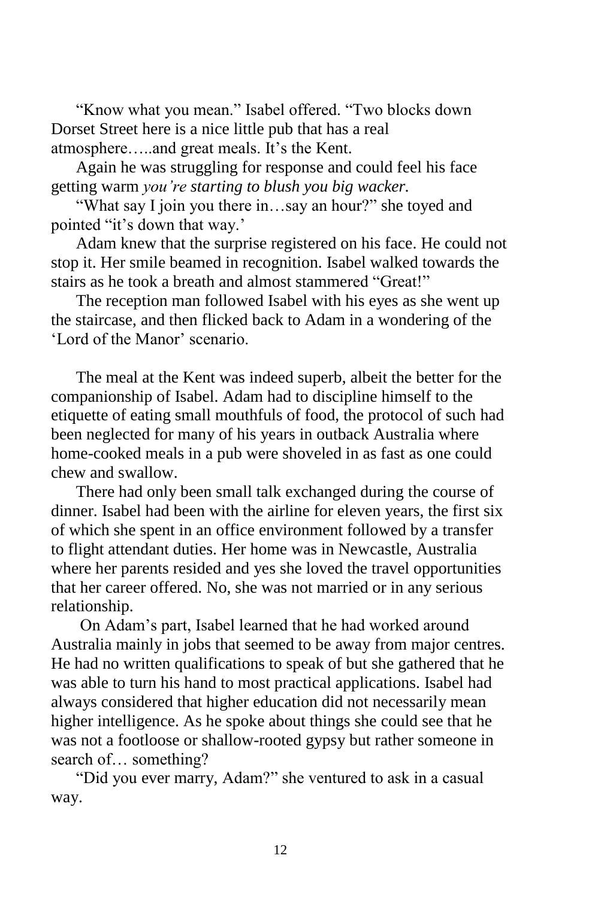"Know what you mean." Isabel offered. "Two blocks down Dorset Street here is a nice little pub that has a real atmosphere…..and great meals. It's the Kent.

Again he was struggling for response and could feel his face getting warm *you're starting to blush you big wacker.*

"What say I join you there in…say an hour?" she toyed and pointed "it's down that way.'

Adam knew that the surprise registered on his face. He could not stop it. Her smile beamed in recognition. Isabel walked towards the stairs as he took a breath and almost stammered "Great!"

The reception man followed Isabel with his eyes as she went up the staircase, and then flicked back to Adam in a wondering of the 'Lord of the Manor' scenario.

The meal at the Kent was indeed superb, albeit the better for the companionship of Isabel. Adam had to discipline himself to the etiquette of eating small mouthfuls of food, the protocol of such had been neglected for many of his years in outback Australia where home-cooked meals in a pub were shoveled in as fast as one could chew and swallow.

There had only been small talk exchanged during the course of dinner. Isabel had been with the airline for eleven years, the first six of which she spent in an office environment followed by a transfer to flight attendant duties. Her home was in Newcastle, Australia where her parents resided and yes she loved the travel opportunities that her career offered. No, she was not married or in any serious relationship.

On Adam's part, Isabel learned that he had worked around Australia mainly in jobs that seemed to be away from major centres. He had no written qualifications to speak of but she gathered that he was able to turn his hand to most practical applications. Isabel had always considered that higher education did not necessarily mean higher intelligence. As he spoke about things she could see that he was not a footloose or shallow-rooted gypsy but rather someone in search of… something?

"Did you ever marry, Adam?" she ventured to ask in a casual way.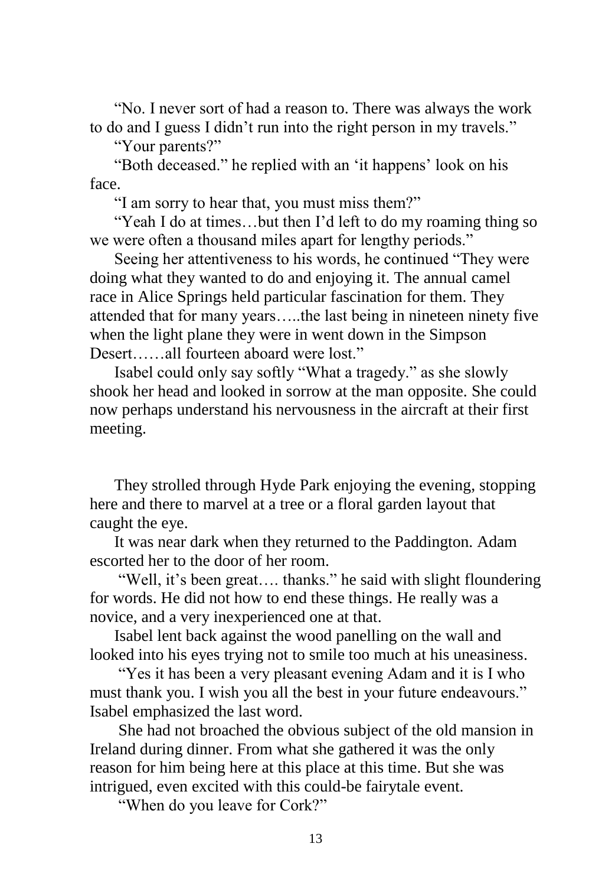"No. I never sort of had a reason to. There was always the work to do and I guess I didn't run into the right person in my travels."

"Your parents?"

"Both deceased." he replied with an 'it happens' look on his face.

"I am sorry to hear that, you must miss them?"

"Yeah I do at times…but then I'd left to do my roaming thing so we were often a thousand miles apart for lengthy periods."

Seeing her attentiveness to his words, he continued "They were doing what they wanted to do and enjoying it. The annual camel race in Alice Springs held particular fascination for them. They attended that for many years…..the last being in nineteen ninety five when the light plane they were in went down in the Simpson Desert……all fourteen aboard were lost."

Isabel could only say softly "What a tragedy." as she slowly shook her head and looked in sorrow at the man opposite. She could now perhaps understand his nervousness in the aircraft at their first meeting.

They strolled through Hyde Park enjoying the evening, stopping here and there to marvel at a tree or a floral garden layout that caught the eye.

It was near dark when they returned to the Paddington. Adam escorted her to the door of her room.

"Well, it's been great…. thanks." he said with slight floundering for words. He did not how to end these things. He really was a novice, and a very inexperienced one at that.

Isabel lent back against the wood panelling on the wall and looked into his eyes trying not to smile too much at his uneasiness.

"Yes it has been a very pleasant evening Adam and it is I who must thank you. I wish you all the best in your future endeavours." Isabel emphasized the last word.

She had not broached the obvious subject of the old mansion in Ireland during dinner. From what she gathered it was the only reason for him being here at this place at this time. But she was intrigued, even excited with this could-be fairytale event.

"When do you leave for Cork?"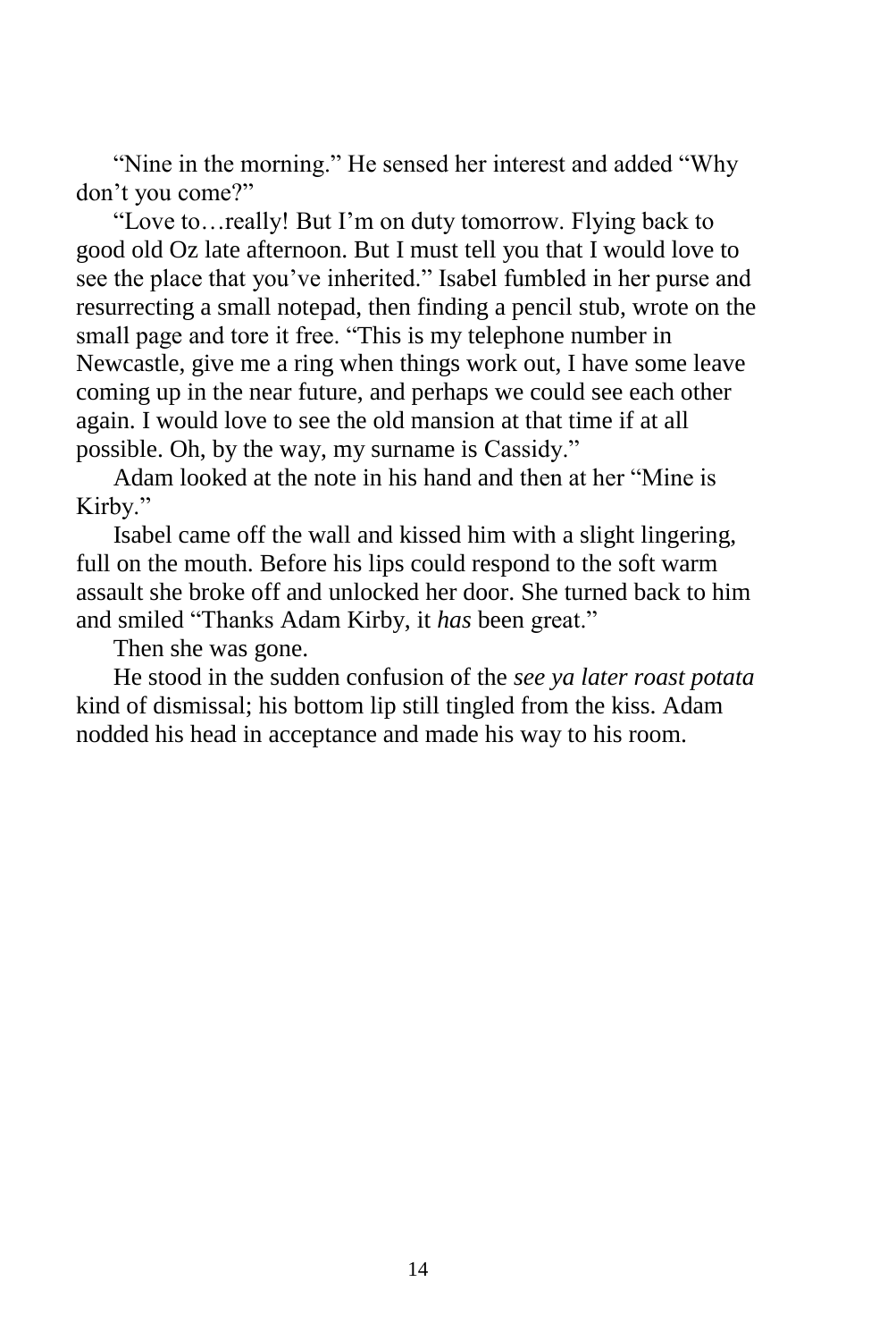"Nine in the morning." He sensed her interest and added "Why don't you come?"

"Love to…really! But I'm on duty tomorrow. Flying back to good old Oz late afternoon. But I must tell you that I would love to see the place that you've inherited." Isabel fumbled in her purse and resurrecting a small notepad, then finding a pencil stub, wrote on the small page and tore it free. "This is my telephone number in Newcastle, give me a ring when things work out, I have some leave coming up in the near future, and perhaps we could see each other again. I would love to see the old mansion at that time if at all possible. Oh, by the way, my surname is Cassidy."

Adam looked at the note in his hand and then at her "Mine is Kirby."

Isabel came off the wall and kissed him with a slight lingering, full on the mouth. Before his lips could respond to the soft warm assault she broke off and unlocked her door. She turned back to him and smiled "Thanks Adam Kirby, it *has* been great."

Then she was gone.

He stood in the sudden confusion of the *see ya later roast potata* kind of dismissal; his bottom lip still tingled from the kiss. Adam nodded his head in acceptance and made his way to his room.